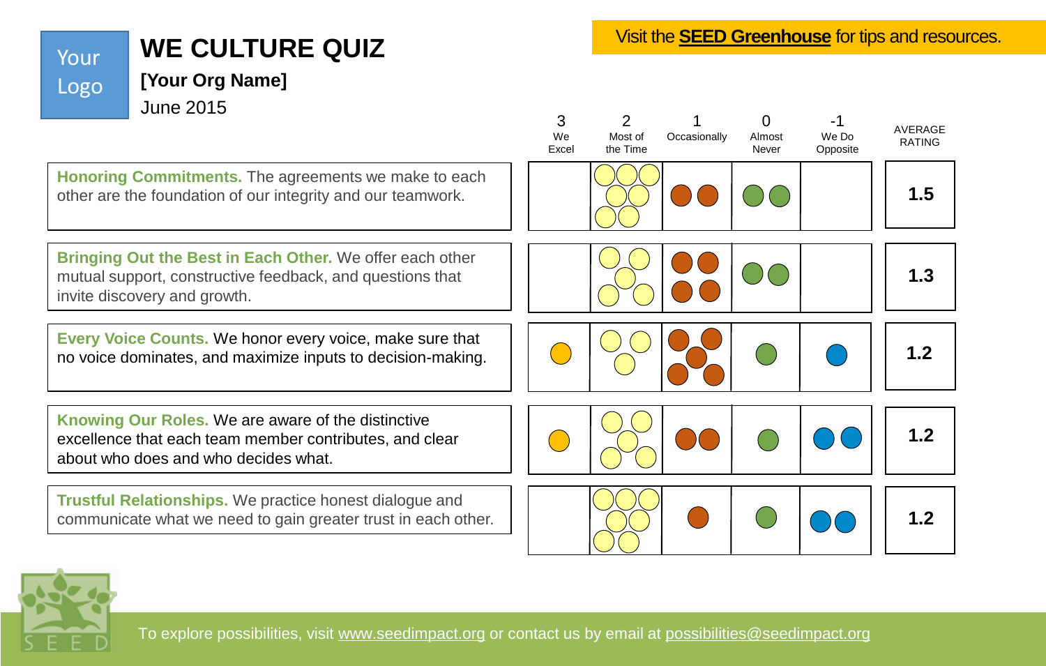Your Logo

# WE CULTURE QUIZ

**[Your Org Name]**

June 2015

Visit the **SEED Greenhouse** for tips and resources.

| | 3 We Excel | 2 Most of the Time | 1 Occasionally | 0 Almost Never | -1 We Do Opposite | AVERAGE RATING |
|---|---|---|---|---|---|---|
| **Honoring Commitments.** The agreements we make to each other are the foundation of our integrity and our teamwork. | | 7 | 2 | 2 | | **1.5** |
| **Bringing Out the Best in Each Other.** We offer each other mutual support, constructive feedback, and questions that invite discovery and growth. | | 5 | 4 | 2 | | **1.3** |
| **Every Voice Counts.** We honor every voice, make sure that no voice dominates, and maximize inputs to decision-making. | 1 | 3 | 5 | 1 | 1 | **1.2** |
| **Knowing Our Roles.** We are aware of the distinctive excellence that each team member contributes, and clear about who does and who decides what. | 1 | 5 | 2 | 1 | 2 | **1.2** |
| **Trustful Relationships.** We practice honest dialogue and communicate what we need to gain greater trust in each other. | | 7 | 1 | 1 | 2 | **1.2** |

SEED

To explore possibilities, visit www.seedimpact.org or contact us by email at possibilities@seedimpact.org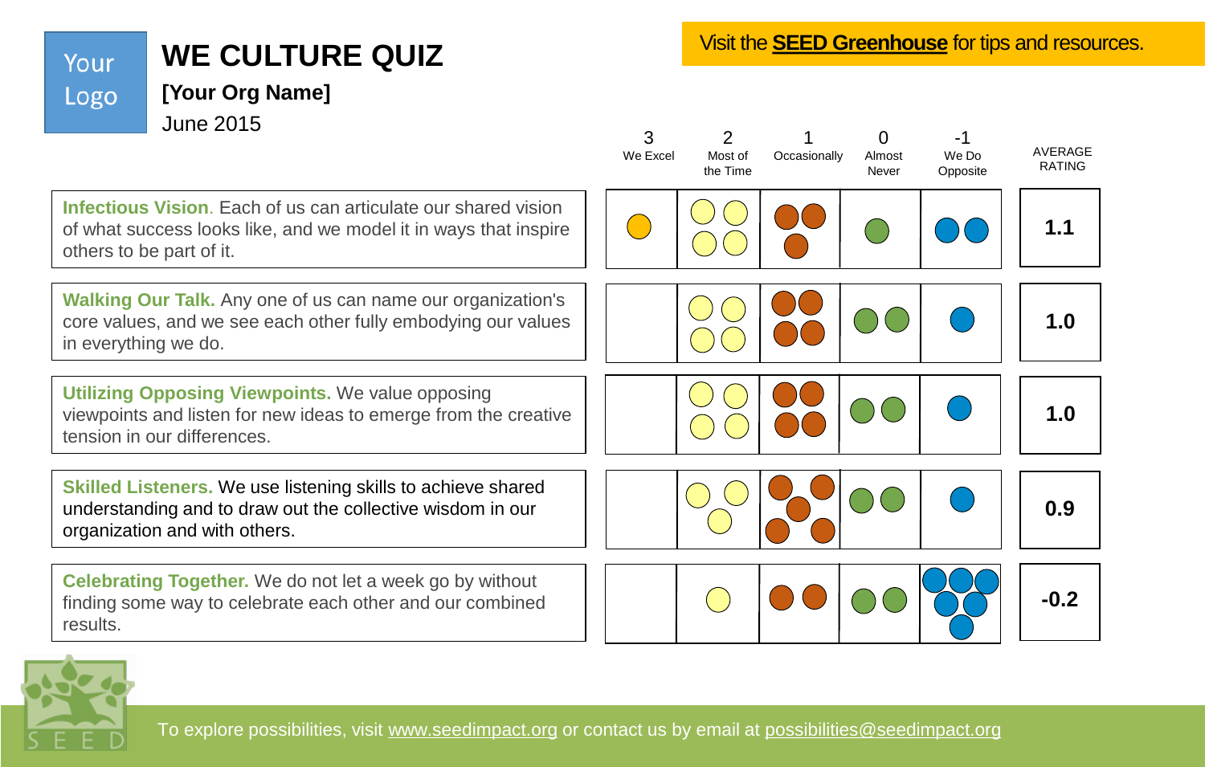Your Logo

# WE CULTURE QUIZ

**[Your Org Name]**

June 2015

Visit the **SEED Greenhouse** for tips and resources.

| | 3 We Excel | 2 Most of the Time | 1 Occasionally | 0 Almost Never | -1 We Do Opposite | AVERAGE RATING |
|---|---|---|---|---|---|---|
| **Infectious Vision**. Each of us can articulate our shared vision of what success looks like, and we model it in ways that inspire others to be part of it. | | | | | | **1.1** |
| **Walking Our Talk.** Any one of us can name our organization's core values, and we see each other fully embodying our values in everything we do. | | | | | | **1.0** |
| **Utilizing Opposing Viewpoints.** We value opposing viewpoints and listen for new ideas to emerge from the creative tension in our differences. | | | | | | **1.0** |
| **Skilled Listeners.** We use listening skills to achieve shared understanding and to draw out the collective wisdom in our organization and with others. | | | | | | **0.9** |
| **Celebrating Together.** We do not let a week go by without finding some way to celebrate each other and our combined results. | | | | | | **-0.2** |

SEED

To explore possibilities, visit www.seedimpact.org or contact us by email at possibilities@seedimpact.org